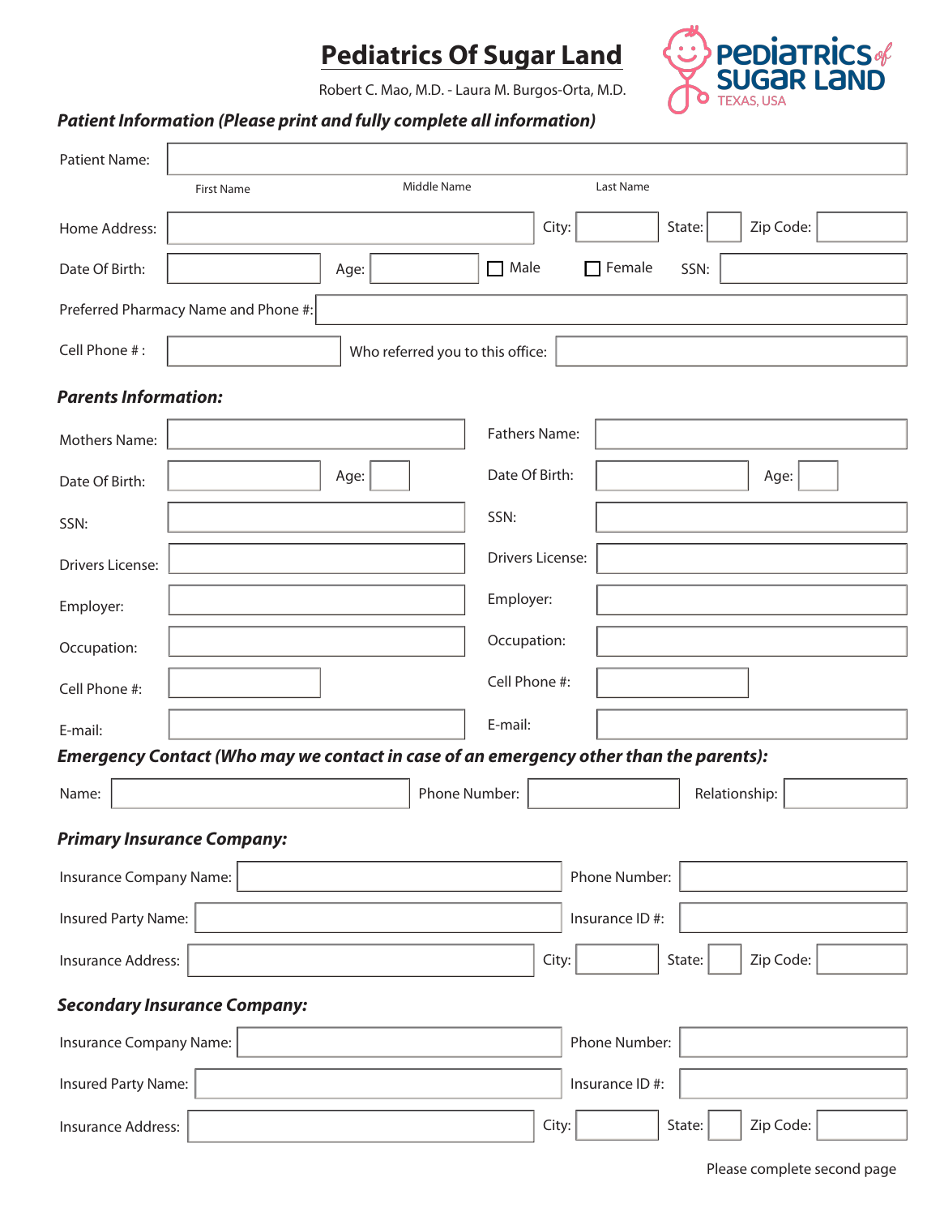# Pediatrics Of Sugar Land

Robert C. Mao, M.D. - Laura M. Burgos-Orta, M.D.

PEDIATRICS of SUGAR LAND
TEXAS, USA

***Patient Information (Please print and fully complete all information)***

Patient Name: ______________________
First Name　　Middle Name　　Last Name

Home Address: __________ City: ______ State: ____ Zip Code: ______

Date Of Birth: ______ Age: ______ ☐ Male ☐ Female SSN: ______

Preferred Pharmacy Name and Phone #: ______________________

Cell Phone # : ______ Who referred you to this office: ______________________

***Parents Information:***

| | |
|---|---|
| Mothers Name: | Fathers Name: |
| Date Of Birth: &nbsp;&nbsp;&nbsp; Age: | Date Of Birth: &nbsp;&nbsp;&nbsp; Age: |
| SSN: | SSN: |
| Drivers License: | Drivers License: |
| Employer: | Employer: |
| Occupation: | Occupation: |
| Cell Phone #: | Cell Phone #: |
| E-mail: | E-mail: |

***Emergency Contact (Who may we contact in case of an emergency other than the parents):***

Name: ______________ Phone Number: ______ Relationship: ______

***Primary Insurance Company:***

Insurance Company Name: ______________ Phone Number: ______

Insured Party Name: ______________ Insurance ID #: ______

Insurance Address: ______________ City: ______ State: ____ Zip Code: ______

***Secondary Insurance Company:***

Insurance Company Name: ______________ Phone Number: ______

Insured Party Name: ______________ Insurance ID #: ______

Insurance Address: ______________ City: ______ State: ____ Zip Code: ______

Please complete second page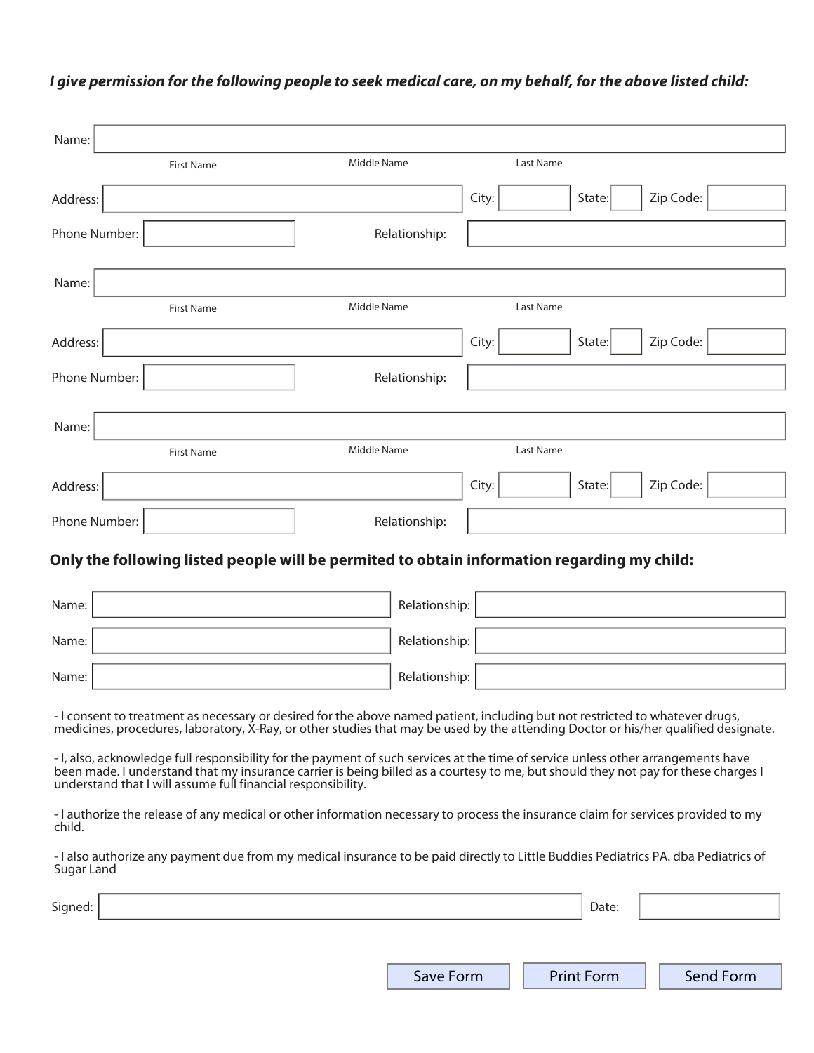***I give permission for the following people to seek medical care, on my behalf, for the above listed child:***

Name: ____________________
First Name        Middle Name        Last Name

Address: ____________________ City: ________ State: ____ Zip Code: ________

Phone Number: ____________ Relationship: ____________

Name: ____________________
First Name        Middle Name        Last Name

Address: ____________________ City: ________ State: ____ Zip Code: ________

Phone Number: ____________ Relationship: ____________

Name: ____________________
First Name        Middle Name        Last Name

Address: ____________________ City: ________ State: ____ Zip Code: ________

Phone Number: ____________ Relationship: ____________

**Only the following listed people will be permited to obtain information regarding my child:**

Name: ____________________ Relationship: ____________

Name: ____________________ Relationship: ____________

Name: ____________________ Relationship: ____________

- I consent to treatment as necessary or desired for the above named patient, including but not restricted to whatever drugs, medicines, procedures, laboratory, X-Ray, or other studies that may be used by the attending Doctor or his/her qualified designate.

- I, also, acknowledge full responsibility for the payment of such services at the time of service unless other arrangements have been made. I understand that my insurance carrier is being billed as a courtesy to me, but should they not pay for these charges I understand that I will assume full financial responsibility.

- I authorize the release of any medical or other information necessary to process the insurance claim for services provided to my child.

- I also authorize any payment due from my medical insurance to be paid directly to Little Buddies Pediatrics PA. dba Pediatrics of Sugar Land

Signed: ____________________ Date: ____________

Save Form    Print Form    Send Form